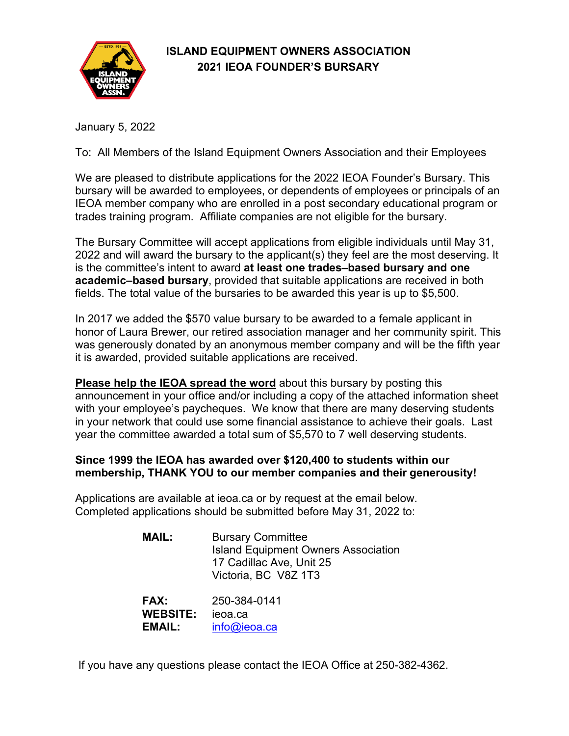# ISLAND EQUIPMENT OWNERS ASSOCIATION
## 2021 IEOA FOUNDER'S BURSARY

January 5, 2022

To: All Members of the Island Equipment Owners Association and their Employees

We are pleased to distribute applications for the 2022 IEOA Founder's Bursary. This bursary will be awarded to employees, or dependents of employees or principals of an IEOA member company who are enrolled in a post secondary educational program or trades training program. Affiliate companies are not eligible for the bursary.

The Bursary Committee will accept applications from eligible individuals until May 31, 2022 and will award the bursary to the applicant(s) they feel are the most deserving. It is the committee's intent to award **at least one trades–based bursary and one academic–based bursary**, provided that suitable applications are received in both fields. The total value of the bursaries to be awarded this year is up to $5,500.

In 2017 we added the $570 value bursary to be awarded to a female applicant in honor of Laura Brewer, our retired association manager and her community spirit. This was generously donated by an anonymous member company and will be the fifth year it is awarded, provided suitable applications are received.

**Please help the IEOA spread the word** about this bursary by posting this announcement in your office and/or including a copy of the attached information sheet with your employee's paycheques. We know that there are many deserving students in your network that could use some financial assistance to achieve their goals. Last year the committee awarded a total sum of $5,570 to 7 well deserving students.

**Since 1999 the IEOA has awarded over $120,400 to students within our membership, THANK YOU to our member companies and their generousity!**

Applications are available at ieoa.ca or by request at the email below.
Completed applications should be submitted before May 31, 2022 to:

**MAIL:** Bursary Committee
Island Equipment Owners Association
17 Cadillac Ave, Unit 25
Victoria, BC V8Z 1T3

**FAX:** 250-384-0141
**WEBSITE:** ieoa.ca
**EMAIL:** info@ieoa.ca

If you have any questions please contact the IEOA Office at 250-382-4362.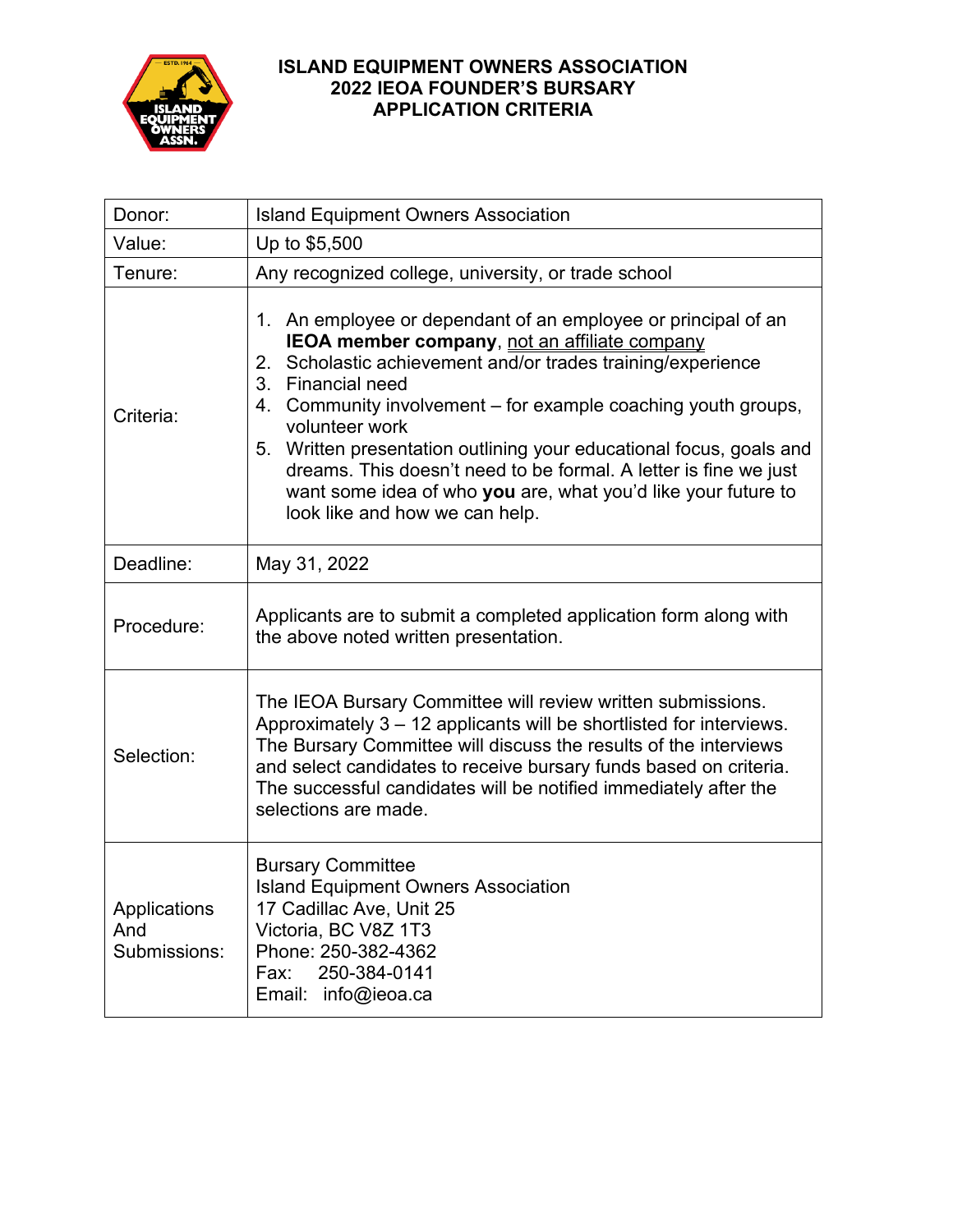# ISLAND EQUIPMENT OWNERS ASSOCIATION
## 2022 IEOA FOUNDER'S BURSARY
## APPLICATION CRITERIA

| | |
|---|---|
| Donor: | Island Equipment Owners Association |
| Value: | Up to $5,500 |
| Tenure: | Any recognized college, university, or trade school |
| Criteria: | 1. An employee or dependant of an employee or principal of an **IEOA member company**, <u>not an affiliate company</u><br>2. Scholastic achievement and/or trades training/experience<br>3. Financial need<br>4. Community involvement – for example coaching youth groups, volunteer work<br>5. Written presentation outlining your educational focus, goals and dreams. This doesn't need to be formal. A letter is fine we just want some idea of who **you** are, what you'd like your future to look like and how we can help. |
| Deadline: | May 31, 2022 |
| Procedure: | Applicants are to submit a completed application form along with the above noted written presentation. |
| Selection: | The IEOA Bursary Committee will review written submissions. Approximately 3 – 12 applicants will be shortlisted for interviews. The Bursary Committee will discuss the results of the interviews and select candidates to receive bursary funds based on criteria. The successful candidates will be notified immediately after the selections are made. |
| Applications And Submissions: | Bursary Committee<br>Island Equipment Owners Association<br>17 Cadillac Ave, Unit 25<br>Victoria, BC V8Z 1T3<br>Phone: 250-382-4362<br>Fax: 250-384-0141<br>Email: info@ieoa.ca |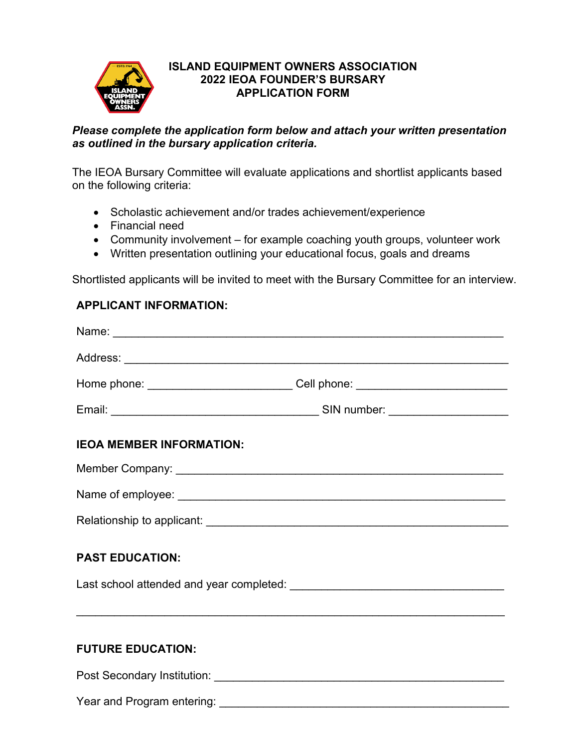# ISLAND EQUIPMENT OWNERS ASSOCIATION
## 2022 IEOA FOUNDER'S BURSARY
## APPLICATION FORM

***Please complete the application form below and attach your written presentation as outlined in the bursary application criteria.***

The IEOA Bursary Committee will evaluate applications and shortlist applicants based on the following criteria:

- Scholastic achievement and/or trades achievement/experience
- Financial need
- Community involvement – for example coaching youth groups, volunteer work
- Written presentation outlining your educational focus, goals and dreams

Shortlisted applicants will be invited to meet with the Bursary Committee for an interview.

**APPLICANT INFORMATION:**

Name: ___________________________________________________________

Address: _________________________________________________________

Home phone: ______________________ Cell phone: _______________________

Email: ________________________________ SIN number: __________________

**IEOA MEMBER INFORMATION:**

Member Company: __________________________________________________

Name of employee: _________________________________________________

Relationship to applicant: ____________________________________________

**PAST EDUCATION:**

Last school attended and year completed: _________________________________

___________________________________________________________________

**FUTURE EDUCATION:**

Post Secondary Institution: ____________________________________________

Year and Program entering: ____________________________________________